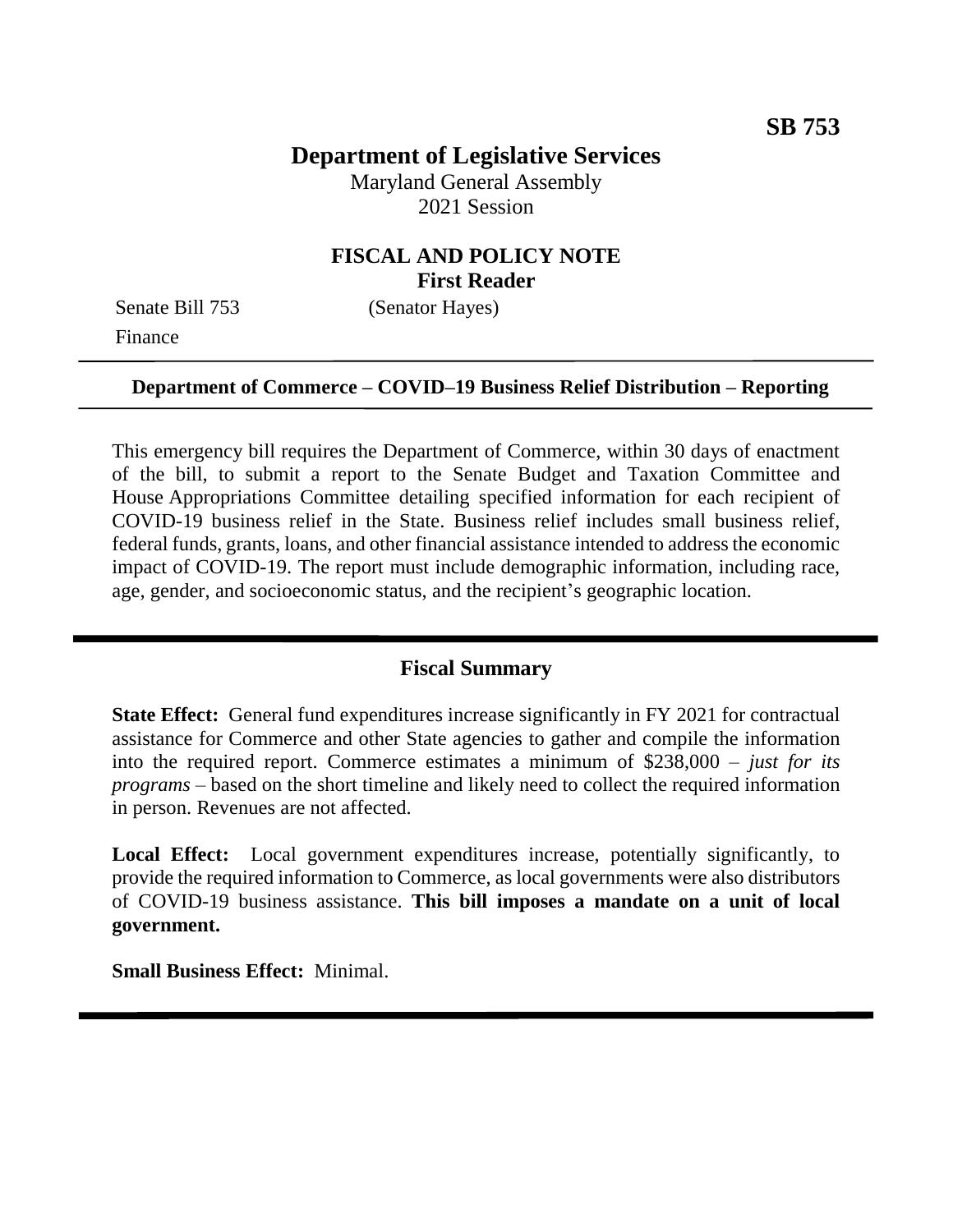**SB 753**

# Department of Legislative Services

Maryland General Assembly
2021 Session

## FISCAL AND POLICY NOTE
**First Reader**

Senate Bill 753 (Senator Hayes)
Finance

**Department of Commerce – COVID–19 Business Relief Distribution – Reporting**

This emergency bill requires the Department of Commerce, within 30 days of enactment of the bill, to submit a report to the Senate Budget and Taxation Committee and House Appropriations Committee detailing specified information for each recipient of COVID-19 business relief in the State. Business relief includes small business relief, federal funds, grants, loans, and other financial assistance intended to address the economic impact of COVID-19. The report must include demographic information, including race, age, gender, and socioeconomic status, and the recipient's geographic location.

## Fiscal Summary

**State Effect:** General fund expenditures increase significantly in FY 2021 for contractual assistance for Commerce and other State agencies to gather and compile the information into the required report. Commerce estimates a minimum of $238,000 – *just for its programs* – based on the short timeline and likely need to collect the required information in person. Revenues are not affected.

**Local Effect:** Local government expenditures increase, potentially significantly, to provide the required information to Commerce, as local governments were also distributors of COVID-19 business assistance. **This bill imposes a mandate on a unit of local government.**

**Small Business Effect:** Minimal.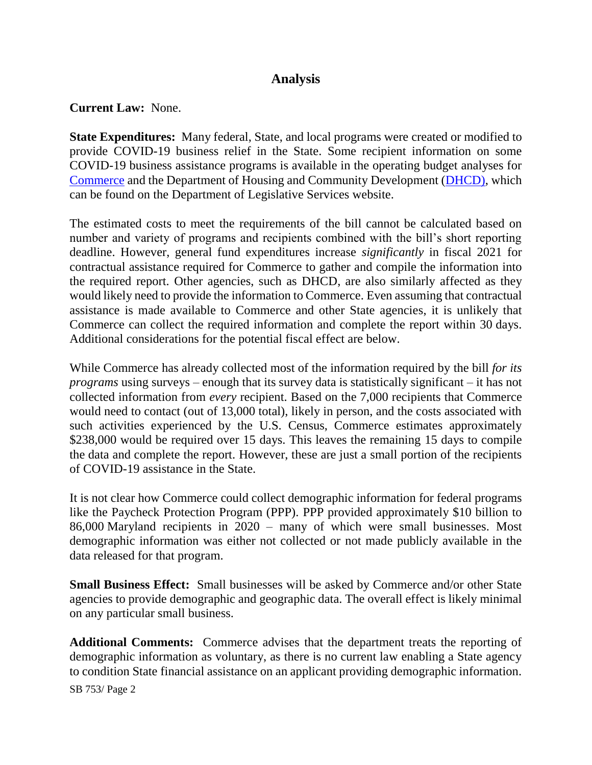## Analysis

**Current Law:** None.

**State Expenditures:** Many federal, State, and local programs were created or modified to provide COVID-19 business relief in the State. Some recipient information on some COVID-19 business assistance programs is available in the operating budget analyses for Commerce and the Department of Housing and Community Development (DHCD), which can be found on the Department of Legislative Services website.

The estimated costs to meet the requirements of the bill cannot be calculated based on number and variety of programs and recipients combined with the bill's short reporting deadline. However, general fund expenditures increase *significantly* in fiscal 2021 for contractual assistance required for Commerce to gather and compile the information into the required report. Other agencies, such as DHCD, are also similarly affected as they would likely need to provide the information to Commerce. Even assuming that contractual assistance is made available to Commerce and other State agencies, it is unlikely that Commerce can collect the required information and complete the report within 30 days. Additional considerations for the potential fiscal effect are below.

While Commerce has already collected most of the information required by the bill *for its programs* using surveys – enough that its survey data is statistically significant – it has not collected information from *every* recipient. Based on the 7,000 recipients that Commerce would need to contact (out of 13,000 total), likely in person, and the costs associated with such activities experienced by the U.S. Census, Commerce estimates approximately $238,000 would be required over 15 days. This leaves the remaining 15 days to compile the data and complete the report. However, these are just a small portion of the recipients of COVID-19 assistance in the State.

It is not clear how Commerce could collect demographic information for federal programs like the Paycheck Protection Program (PPP). PPP provided approximately $10 billion to 86,000 Maryland recipients in 2020 – many of which were small businesses. Most demographic information was either not collected or not made publicly available in the data released for that program.

**Small Business Effect:** Small businesses will be asked by Commerce and/or other State agencies to provide demographic and geographic data. The overall effect is likely minimal on any particular small business.

**Additional Comments:** Commerce advises that the department treats the reporting of demographic information as voluntary, as there is no current law enabling a State agency to condition State financial assistance on an applicant providing demographic information.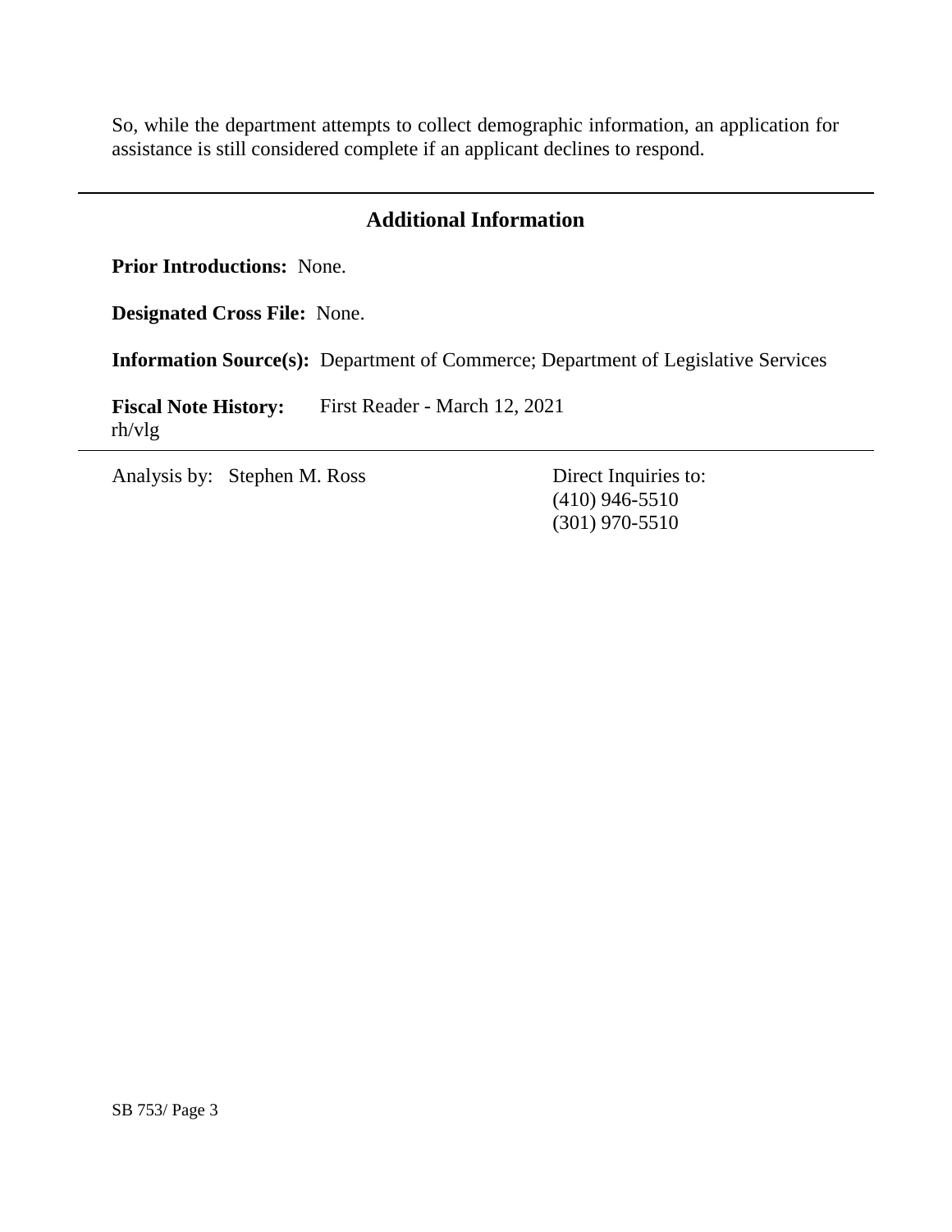So, while the department attempts to collect demographic information, an application for assistance is still considered complete if an applicant declines to respond.

## Additional Information

**Prior Introductions:** None.

**Designated Cross File:** None.

**Information Source(s):** Department of Commerce; Department of Legislative Services

**Fiscal Note History:** First Reader - March 12, 2021
rh/vlg

Analysis by: Stephen M. Ross

Direct Inquiries to:
(410) 946-5510
(301) 970-5510